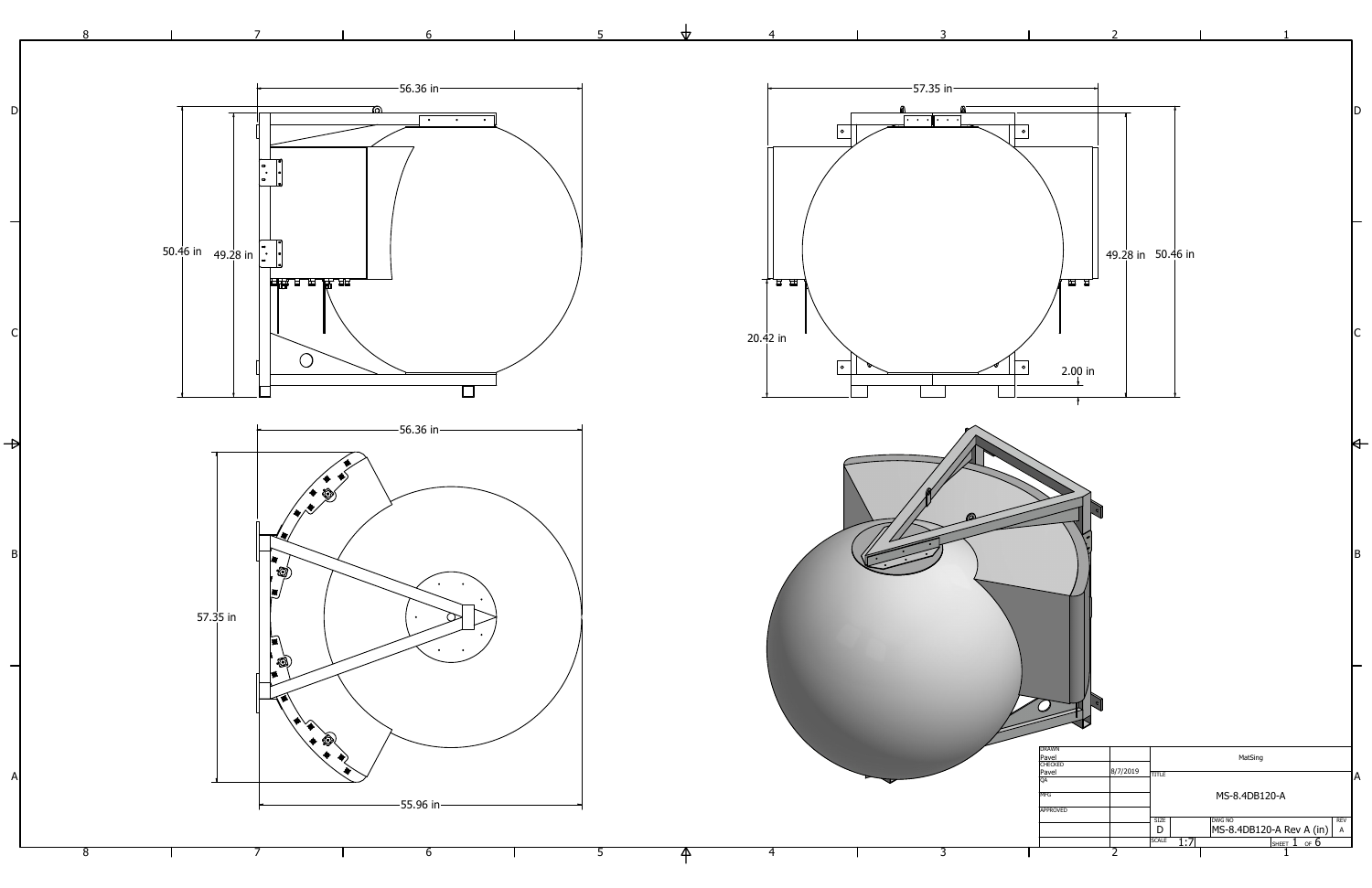56.36 in

50.46 in

49.28 in

57.35 in

49.28 in

50.46 in

20.42 in

2.00 in

56.36 in

57.35 in

55.96 in

| | | | |
|---|---|---|---|
| DRAWN | | MatSing | |
| Pavel | | | |
| CHECKED | | TITLE | |
| Pavel | 8/7/2019 | | |
| QA | | MS-8.4DB120-A | |
| MFG | | | |
| APPROVED | | | |
| SIZE | D | DWG NO MS-8.4DB120-A Rev A (in) | REV A |
| SCALE | 1:7 | SHEET 1 OF 6 | |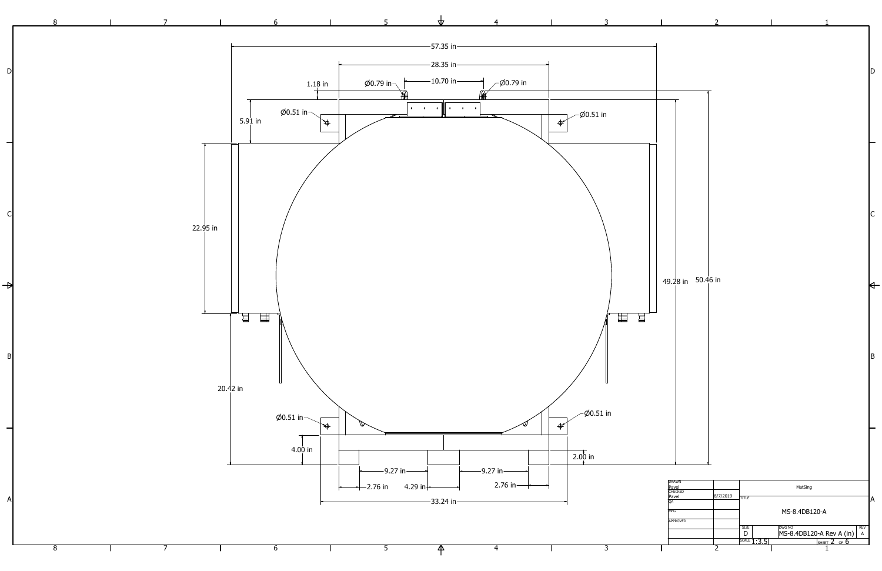57.35 in

28.35 in

1.18 in

Ø0.79 in

10.70 in

Ø0.79 in

5.91 in

Ø0.51 in

Ø0.51 in

22.95 in

49.28 in

50.46 in

20.42 in

Ø0.51 in

Ø0.51 in

4.00 in

2.00 in

9.27 in

9.27 in

2.76 in

4.29 in

2.76 in

33.24 in

| | | |
|---|---|---|
| DRAWN Pavel | | MatSing |
| CHECKED Pavel | 8/7/2019 | TITLE |
| QA | | MS-8.4DB120-A |
| MFG | | |
| APPROVED | | SIZE D / DWG NO MS-8.4DB120-A Rev A (in) / REV A |
| | | SCALE 1:3.5 / SHEET 2 OF 6 |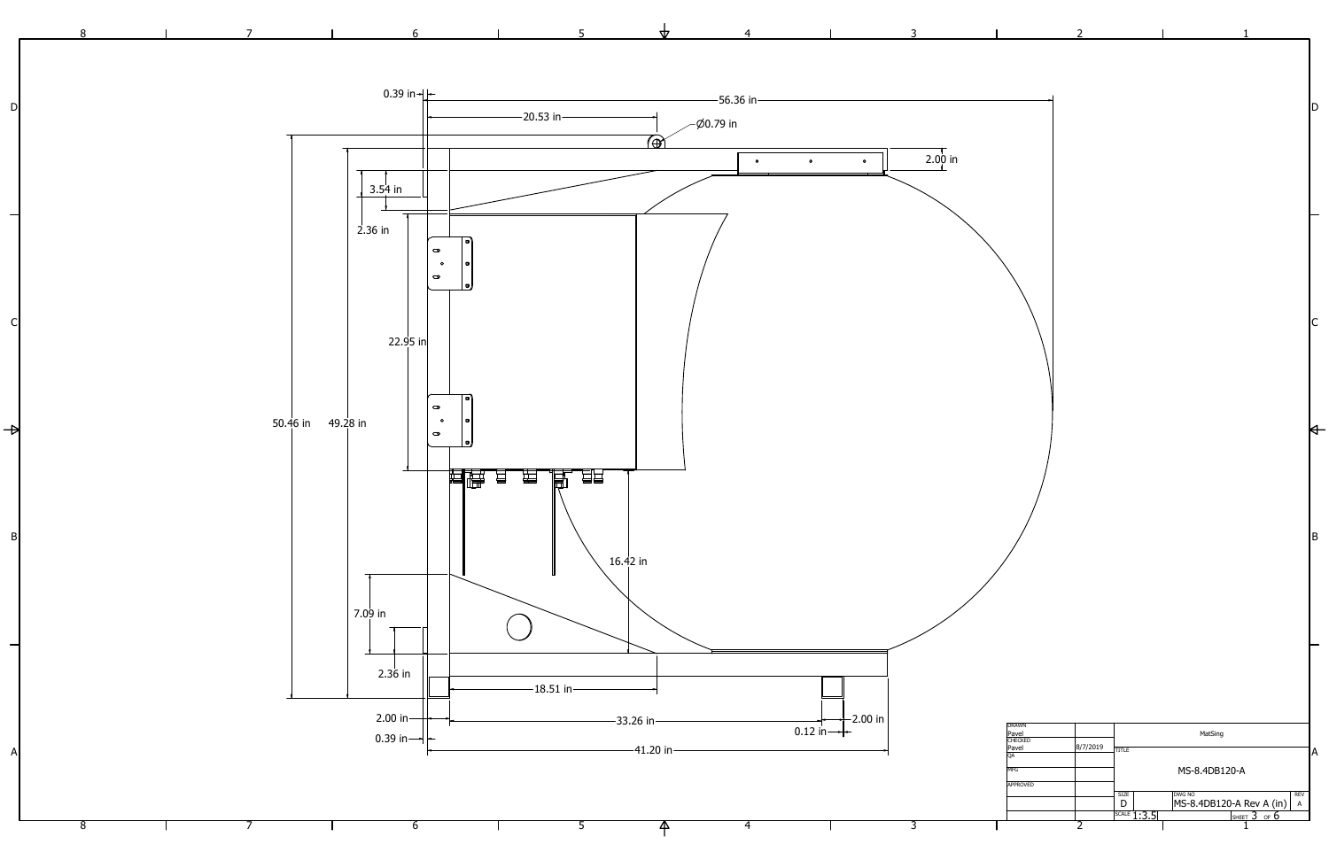0.39 in

20.53 in

56.36 in

Ø0.79 in

2.00 in

3.54 in

2.36 in

22.95 in

50.46 in

49.28 in

16.42 in

7.09 in

2.36 in

18.51 in

2.00 in

0.39 in

33.26 in

0.12 in

2.00 in

41.20 in

| | | | |
|---|---|---|---|
| DRAWN Pavel | | MatSing | |
| CHECKED Pavel | 8/7/2019 | TITLE | |
| QA | | MS-8.4DB120-A | |
| MFG | | | |
| APPROVED | | | |
| SIZE D | | DWG NO MS-8.4DB120-A Rev A (in) | REV A |
| SCALE 1:3.5 | | SHEET 3 OF 6 | |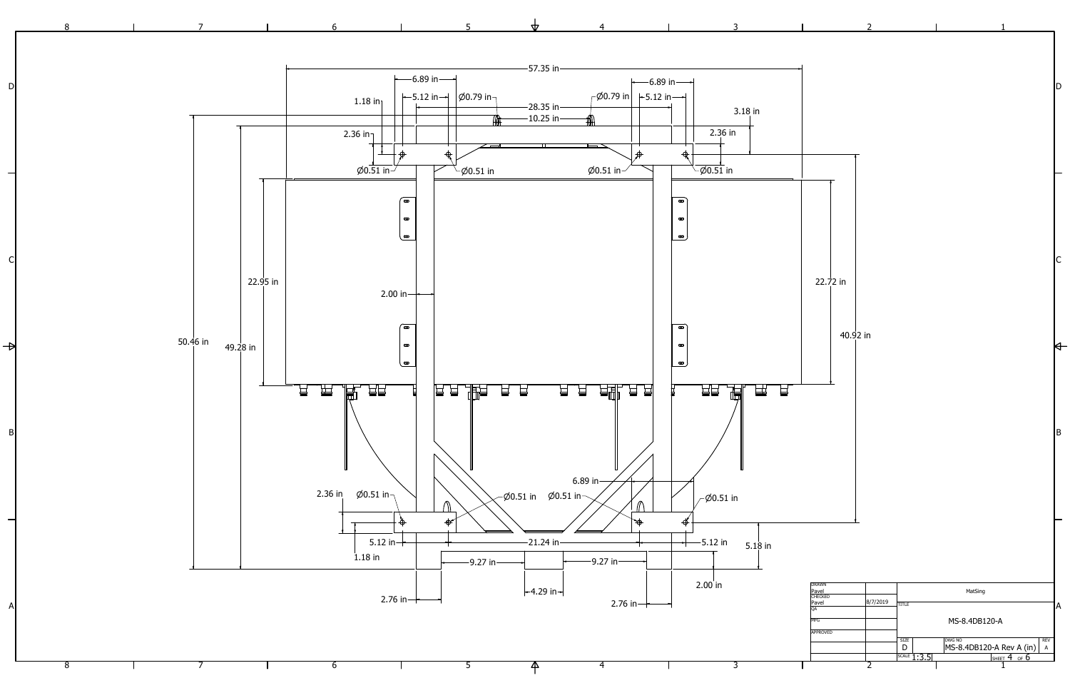57.35 in

6.89 in | 6.89 in

5.12 in | Ø0.79 in | 28.35 in | Ø0.79 in | 5.12 in

1.18 in | 10.25 in | 3.18 in

2.36 in | 2.36 in

Ø0.51 in | Ø0.51 in | Ø0.51 in | Ø0.51 in

22.95 in | 22.72 in

2.00 in

50.46 in | 49.28 in | 40.92 in

6.89 in

2.36 in | Ø0.51 in | Ø0.51 in | Ø0.51 in | Ø0.51 in

5.12 in | 21.24 in | 5.12 in | 5.18 in

1.18 in | 9.27 in | 9.27 in

2.00 in

2.76 in | 4.29 in | 2.76 in

| | | |
|---|---|---|
| DRAWN | Pavel | |
| CHECKED | Pavel | 8/7/2019 |
| QA | | |
| MFG | | |
| APPROVED | | |

MatSing

TITLE: MS-8.4DB120-A

| SIZE | DWG NO | REV |
|---|---|---|
| D | MS-8.4DB120-A Rev A (in) | A |

SCALE 1:3.5 | SHEET 4 OF 6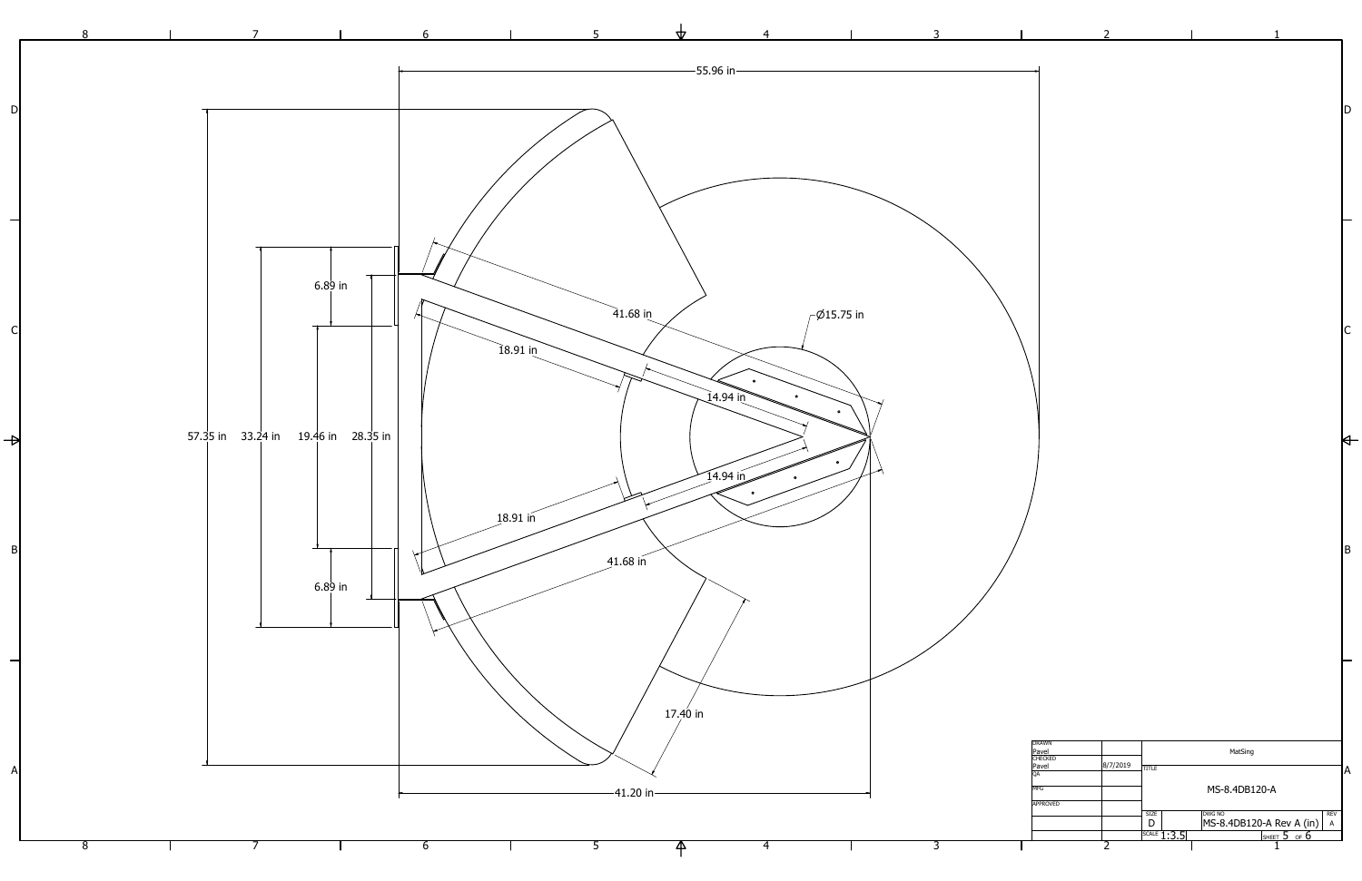55.96 in

41.68 in

Ø15.75 in

6.89 in

18.91 in

14.94 in

57.35 in 33.24 in 19.46 in 28.35 in

14.94 in

18.91 in

41.68 in

6.89 in

17.40 in

41.20 in

| | | | |
|---|---|---|---|
| DRAWN | | MatSing | |
| Pavel | | | |
| CHECKED | | TITLE | |
| Pavel | 8/7/2019 | | |
| QA | | MS-8.4DB120-A | |
| MFG | | | |
| APPROVED | | | |
| | | SIZE D | DWG NO MS-8.4DB120-A Rev A (in) | REV A |
| | | SCALE 1:3.5 | SHEET 5 OF 6 |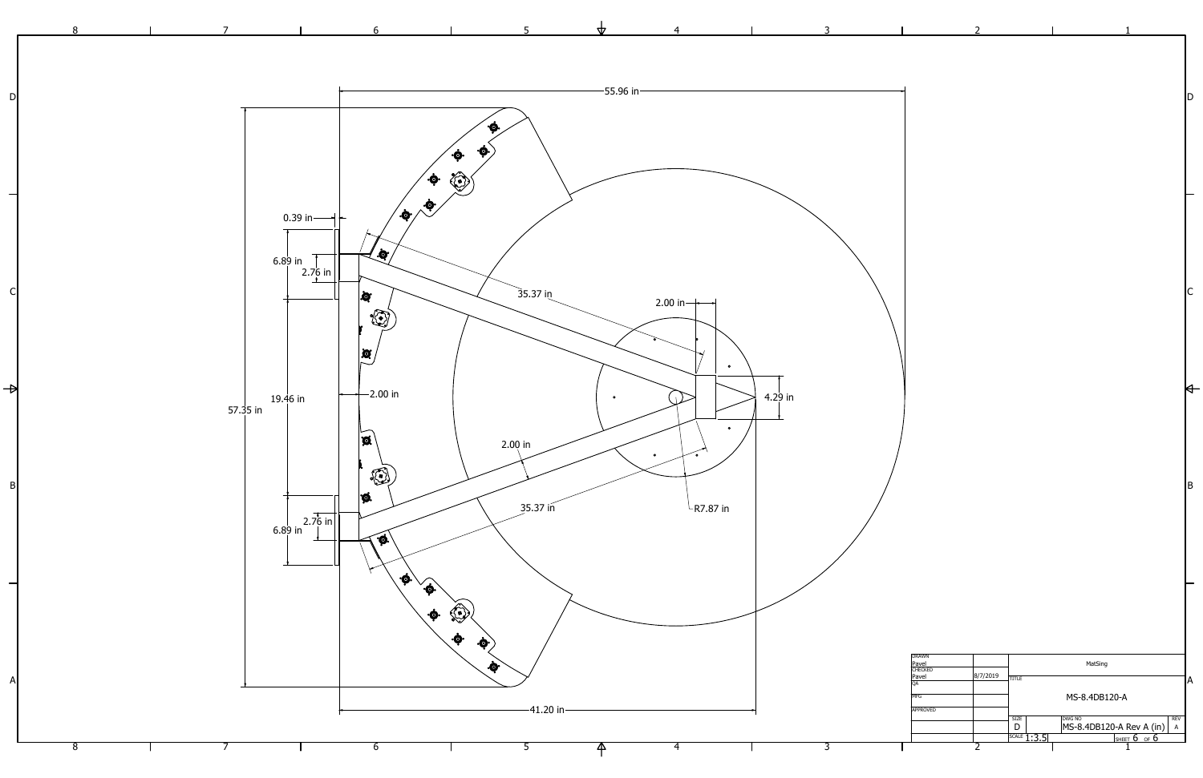55.96 in

0.39 in

6.89 in

2.76 in

35.37 in

2.00 in

4.29 in

19.46 in

57.35 in

2.00 in

2.00 in

35.37 in

R7.87 in

2.76 in

6.89 in

41.20 in

| | | | |
|---|---|---|---|
| DRAWN Pavel | | MatSing | |
| CHECKED Pavel | 8/7/2019 | TITLE | |
| QA | | MS-8.4DB120-A | |
| MFG | | | |
| APPROVED | | SIZE D | DWG NO MS-8.4DB120-A Rev A (in) REV A |
| | | SCALE 1:3.5 | SHEET 6 OF 6 |